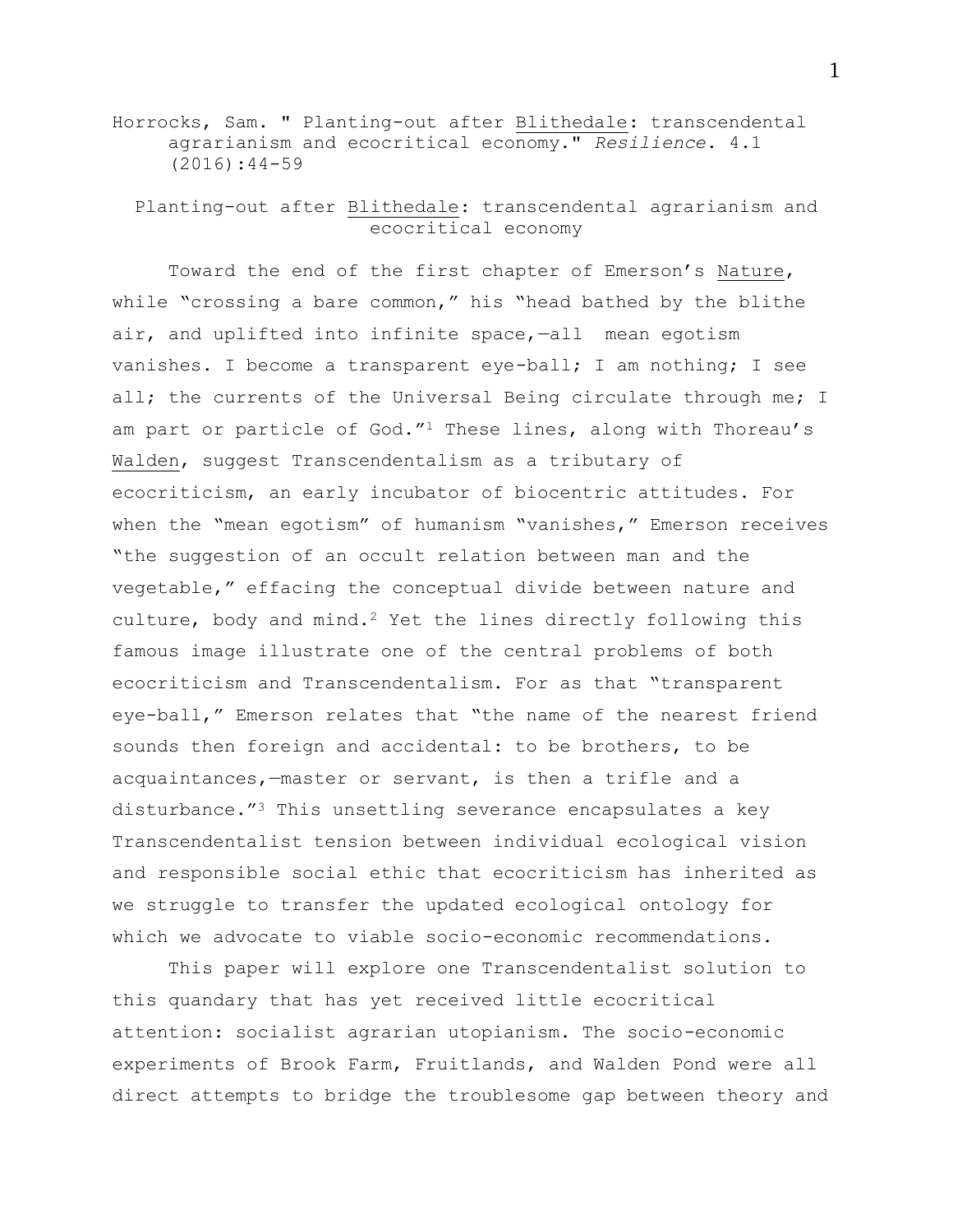Horrocks, Sam. " Planting-out after Blithedale: transcendental agrarianism and ecocritical economy." *Resilience*. 4.1 (2016):44-59

# Planting-out after Blithedale: transcendental agrarianism and ecocritical economy

Toward the end of the first chapter of Emerson's Nature, while "crossing a bare common," his "head bathed by the blithe air, and uplifted into infinite space,—all mean egotism vanishes. I become a transparent eye-ball; I am nothing; I see all; the currents of the Universal Being circulate through me; I am part or particle of God."[1] These lines, along with Thoreau's Walden, suggest Transcendentalism as a tributary of ecocriticism, an early incubator of biocentric attitudes. For when the "mean egotism" of humanism "vanishes," Emerson receives "the suggestion of an occult relation between man and the vegetable," effacing the conceptual divide between nature and culture, body and mind.[2] Yet the lines directly following this famous image illustrate one of the central problems of both ecocriticism and Transcendentalism. For as that "transparent eye-ball," Emerson relates that "the name of the nearest friend sounds then foreign and accidental: to be brothers, to be acquaintances,—master or servant, is then a trifle and a disturbance."[3] This unsettling severance encapsulates a key Transcendentalist tension between individual ecological vision and responsible social ethic that ecocriticism has inherited as we struggle to transfer the updated ecological ontology for which we advocate to viable socio-economic recommendations.

This paper will explore one Transcendentalist solution to this quandary that has yet received little ecocritical attention: socialist agrarian utopianism. The socio-economic experiments of Brook Farm, Fruitlands, and Walden Pond were all direct attempts to bridge the troublesome gap between theory and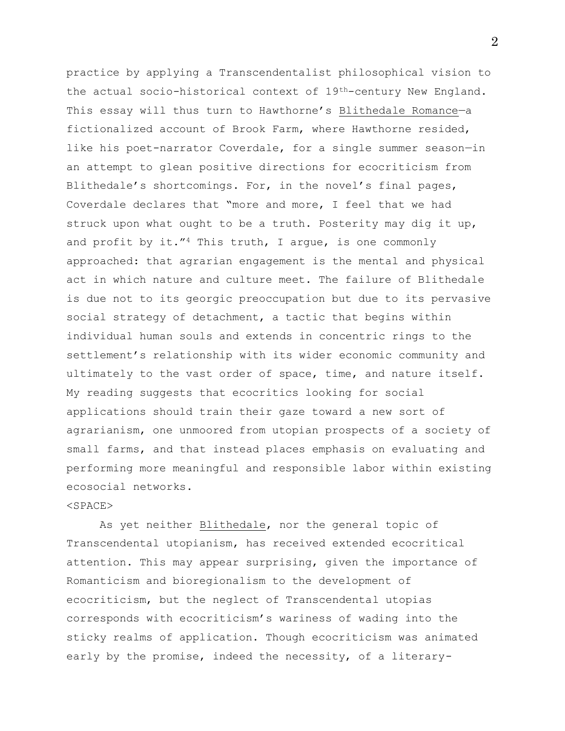practice by applying a Transcendentalist philosophical vision to the actual socio-historical context of 19th-century New England. This essay will thus turn to Hawthorne's Blithedale Romance—a fictionalized account of Brook Farm, where Hawthorne resided, like his poet-narrator Coverdale, for a single summer season—in an attempt to glean positive directions for ecocriticism from Blithedale's shortcomings. For, in the novel's final pages, Coverdale declares that "more and more, I feel that we had struck upon what ought to be a truth. Posterity may dig it up, and profit by it."[4] This truth, I argue, is one commonly approached: that agrarian engagement is the mental and physical act in which nature and culture meet. The failure of Blithedale is due not to its georgic preoccupation but due to its pervasive social strategy of detachment, a tactic that begins within individual human souls and extends in concentric rings to the settlement's relationship with its wider economic community and ultimately to the vast order of space, time, and nature itself. My reading suggests that ecocritics looking for social applications should train their gaze toward a new sort of agrarianism, one unmoored from utopian prospects of a society of small farms, and that instead places emphasis on evaluating and performing more meaningful and responsible labor within existing ecosocial networks.

<SPACE>

As yet neither Blithedale, nor the general topic of Transcendental utopianism, has received extended ecocritical attention. This may appear surprising, given the importance of Romanticism and bioregionalism to the development of ecocriticism, but the neglect of Transcendental utopias corresponds with ecocriticism's wariness of wading into the sticky realms of application. Though ecocriticism was animated early by the promise, indeed the necessity, of a literary-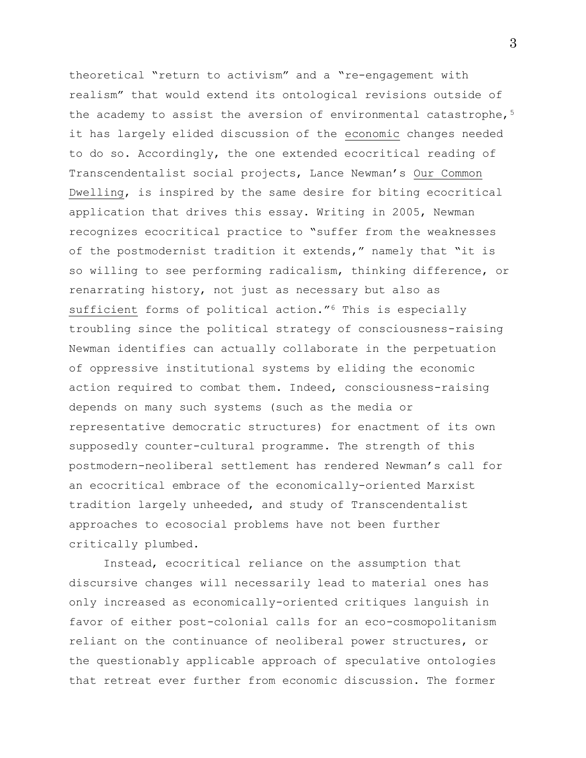theoretical "return to activism" and a "re-engagement with realism" that would extend its ontological revisions outside of the academy to assist the aversion of environmental catastrophe,[5] it has largely elided discussion of the _economic_ changes needed to do so. Accordingly, the one extended ecocritical reading of Transcendentalist social projects, Lance Newman's _Our Common Dwelling_, is inspired by the same desire for biting ecocritical application that drives this essay. Writing in 2005, Newman recognizes ecocritical practice to "suffer from the weaknesses of the postmodernist tradition it extends," namely that "it is so willing to see performing radicalism, thinking difference, or renarrating history, not just as necessary but also as _sufficient_ forms of political action."[6] This is especially troubling since the political strategy of consciousness-raising Newman identifies can actually collaborate in the perpetuation of oppressive institutional systems by eliding the economic action required to combat them. Indeed, consciousness-raising depends on many such systems (such as the media or representative democratic structures) for enactment of its own supposedly counter-cultural programme. The strength of this postmodern-neoliberal settlement has rendered Newman's call for an ecocritical embrace of the economically-oriented Marxist tradition largely unheeded, and study of Transcendentalist approaches to ecosocial problems have not been further critically plumbed.

Instead, ecocritical reliance on the assumption that discursive changes will necessarily lead to material ones has only increased as economically-oriented critiques languish in favor of either post-colonial calls for an eco-cosmopolitanism reliant on the continuance of neoliberal power structures, or the questionably applicable approach of speculative ontologies that retreat ever further from economic discussion. The former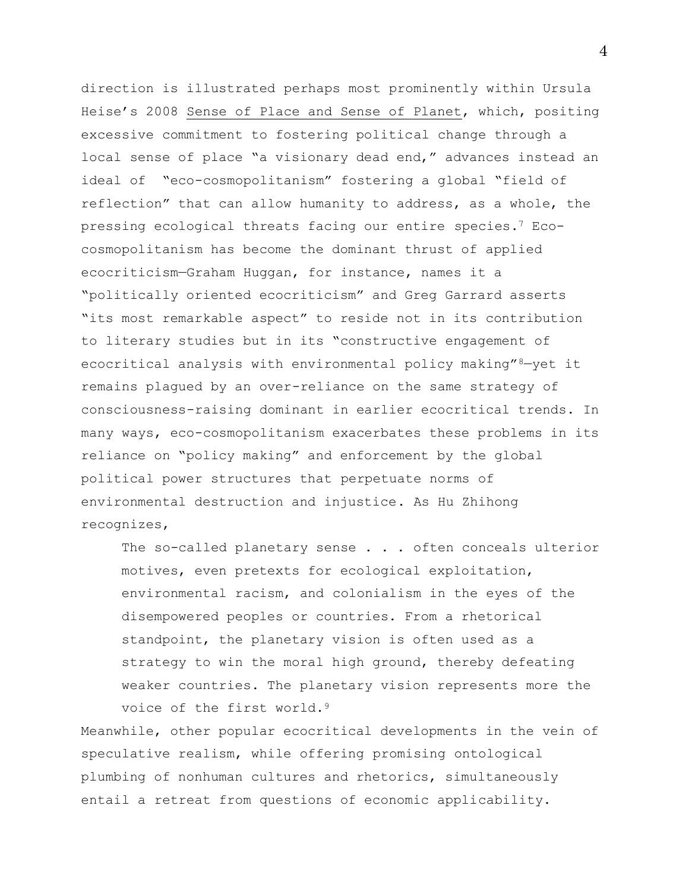direction is illustrated perhaps most prominently within Ursula Heise's 2008 Sense of Place and Sense of Planet, which, positing excessive commitment to fostering political change through a local sense of place "a visionary dead end," advances instead an ideal of "eco-cosmopolitanism" fostering a global "field of reflection" that can allow humanity to address, as a whole, the pressing ecological threats facing our entire species.[7] Eco-cosmopolitanism has become the dominant thrust of applied ecocriticism—Graham Huggan, for instance, names it a "politically oriented ecocriticism" and Greg Garrard asserts "its most remarkable aspect" to reside not in its contribution to literary studies but in its "constructive engagement of ecocritical analysis with environmental policy making"[8]—yet it remains plagued by an over-reliance on the same strategy of consciousness-raising dominant in earlier ecocritical trends. In many ways, eco-cosmopolitanism exacerbates these problems in its reliance on "policy making" and enforcement by the global political power structures that perpetuate norms of environmental destruction and injustice. As Hu Zhihong recognizes,

> The so-called planetary sense . . . often conceals ulterior motives, even pretexts for ecological exploitation, environmental racism, and colonialism in the eyes of the disempowered peoples or countries. From a rhetorical standpoint, the planetary vision is often used as a strategy to win the moral high ground, thereby defeating weaker countries. The planetary vision represents more the voice of the first world.[9]

Meanwhile, other popular ecocritical developments in the vein of speculative realism, while offering promising ontological plumbing of nonhuman cultures and rhetorics, simultaneously entail a retreat from questions of economic applicability.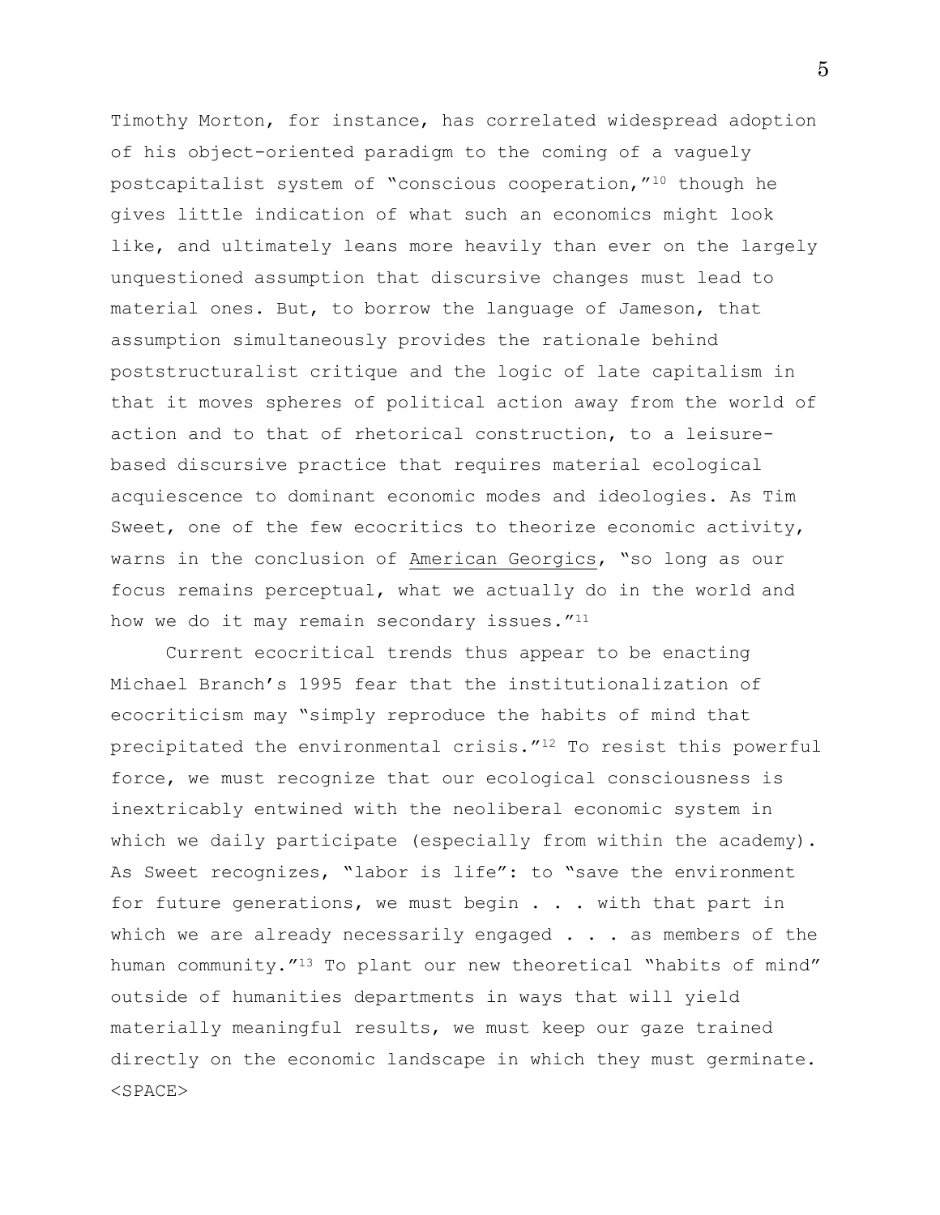Timothy Morton, for instance, has correlated widespread adoption of his object-oriented paradigm to the coming of a vaguely postcapitalist system of "conscious cooperation,"[10] though he gives little indication of what such an economics might look like, and ultimately leans more heavily than ever on the largely unquestioned assumption that discursive changes must lead to material ones. But, to borrow the language of Jameson, that assumption simultaneously provides the rationale behind poststructuralist critique and the logic of late capitalism in that it moves spheres of political action away from the world of action and to that of rhetorical construction, to a leisure-based discursive practice that requires material ecological acquiescence to dominant economic modes and ideologies. As Tim Sweet, one of the few ecocritics to theorize economic activity, warns in the conclusion of <u>American Georgics</u>, "so long as our focus remains perceptual, what we actually do in the world and how we do it may remain secondary issues."[11]

Current ecocritical trends thus appear to be enacting Michael Branch's 1995 fear that the institutionalization of ecocriticism may "simply reproduce the habits of mind that precipitated the environmental crisis."[12] To resist this powerful force, we must recognize that our ecological consciousness is inextricably entwined with the neoliberal economic system in which we daily participate (especially from within the academy). As Sweet recognizes, "labor is life": to "save the environment for future generations, we must begin . . . with that part in which we are already necessarily engaged . . . as members of the human community."[13] To plant our new theoretical "habits of mind" outside of humanities departments in ways that will yield materially meaningful results, we must keep our gaze trained directly on the economic landscape in which they must germinate.

<SPACE>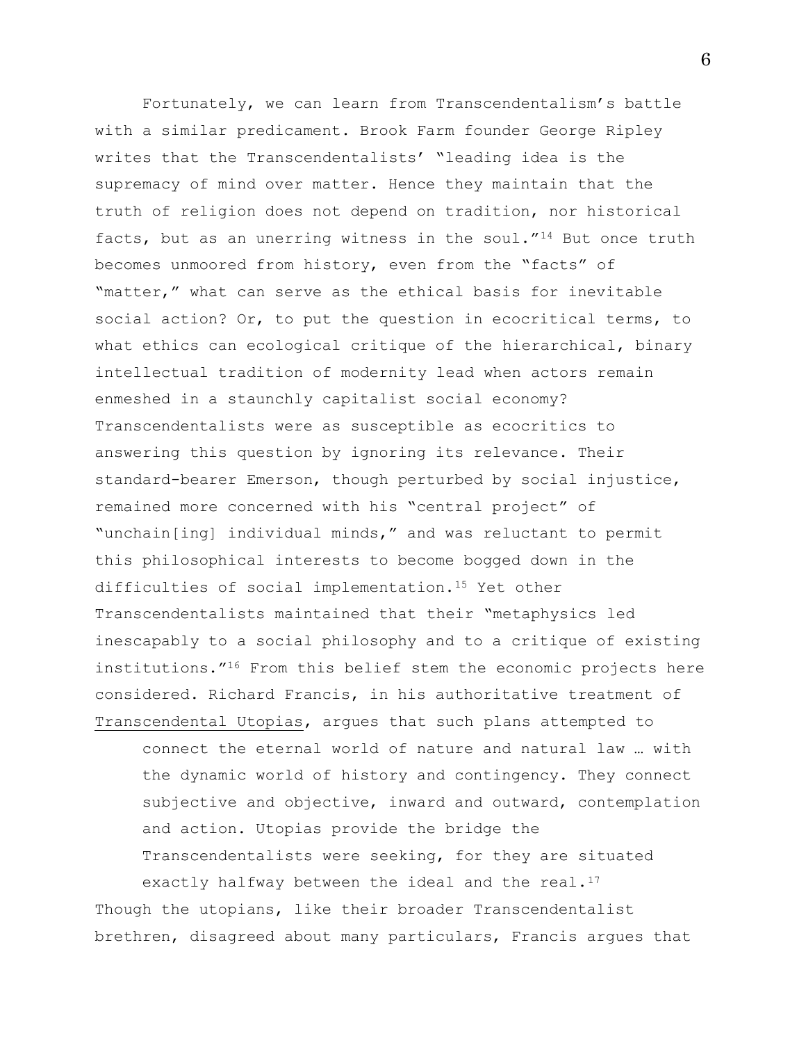Fortunately, we can learn from Transcendentalism's battle with a similar predicament. Brook Farm founder George Ripley writes that the Transcendentalists' "leading idea is the supremacy of mind over matter. Hence they maintain that the truth of religion does not depend on tradition, nor historical facts, but as an unerring witness in the soul."[14] But once truth becomes unmoored from history, even from the "facts" of "matter," what can serve as the ethical basis for inevitable social action? Or, to put the question in ecocritical terms, to what ethics can ecological critique of the hierarchical, binary intellectual tradition of modernity lead when actors remain enmeshed in a staunchly capitalist social economy? Transcendentalists were as susceptible as ecocritics to answering this question by ignoring its relevance. Their standard-bearer Emerson, though perturbed by social injustice, remained more concerned with his "central project" of "unchain[ing] individual minds," and was reluctant to permit this philosophical interests to become bogged down in the difficulties of social implementation.[15] Yet other Transcendentalists maintained that their "metaphysics led inescapably to a social philosophy and to a critique of existing institutions."[16] From this belief stem the economic projects here considered. Richard Francis, in his authoritative treatment of <u>Transcendental Utopias</u>, argues that such plans attempted to

> connect the eternal world of nature and natural law … with the dynamic world of history and contingency. They connect subjective and objective, inward and outward, contemplation and action. Utopias provide the bridge the Transcendentalists were seeking, for they are situated exactly halfway between the ideal and the real.[17]

Though the utopians, like their broader Transcendentalist brethren, disagreed about many particulars, Francis argues that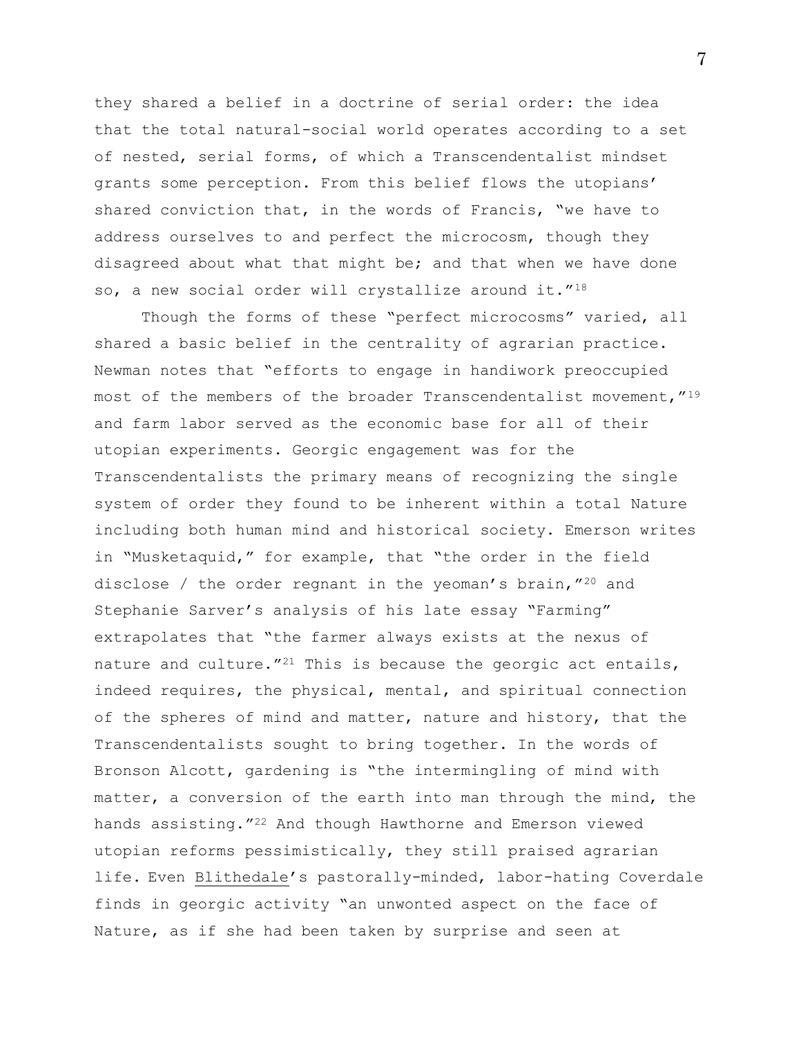they shared a belief in a doctrine of serial order: the idea that the total natural-social world operates according to a set of nested, serial forms, of which a Transcendentalist mindset grants some perception. From this belief flows the utopians' shared conviction that, in the words of Francis, "we have to address ourselves to and perfect the microcosm, though they disagreed about what that might be; and that when we have done so, a new social order will crystallize around it."[18]

Though the forms of these "perfect microcosms" varied, all shared a basic belief in the centrality of agrarian practice. Newman notes that "efforts to engage in handiwork preoccupied most of the members of the broader Transcendentalist movement,"[19] and farm labor served as the economic base for all of their utopian experiments. Georgic engagement was for the Transcendentalists the primary means of recognizing the single system of order they found to be inherent within a total Nature including both human mind and historical society. Emerson writes in "Musketaquid," for example, that "the order in the field disclose / the order regnant in the yeoman's brain,"[20] and Stephanie Sarver's analysis of his late essay "Farming" extrapolates that "the farmer always exists at the nexus of nature and culture."[21] This is because the georgic act entails, indeed requires, the physical, mental, and spiritual connection of the spheres of mind and matter, nature and history, that the Transcendentalists sought to bring together. In the words of Bronson Alcott, gardening is "the intermingling of mind with matter, a conversion of the earth into man through the mind, the hands assisting."[22] And though Hawthorne and Emerson viewed utopian reforms pessimistically, they still praised agrarian life. Even <u>Blithedale</u>'s pastorally-minded, labor-hating Coverdale finds in georgic activity "an unwonted aspect on the face of Nature, as if she had been taken by surprise and seen at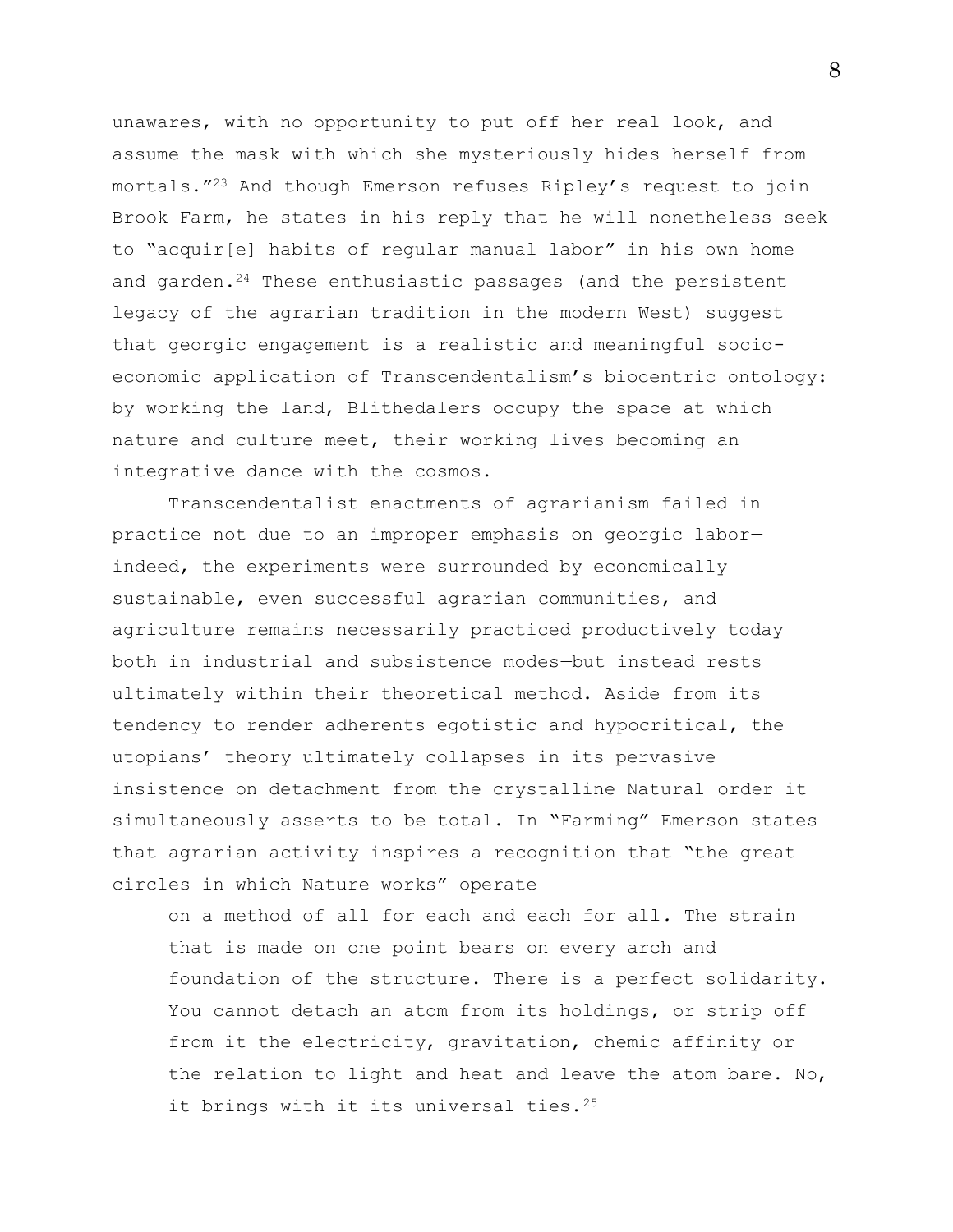unawares, with no opportunity to put off her real look, and assume the mask with which she mysteriously hides herself from mortals."[23] And though Emerson refuses Ripley's request to join Brook Farm, he states in his reply that he will nonetheless seek to "acquir[e] habits of regular manual labor" in his own home and garden.[24] These enthusiastic passages (and the persistent legacy of the agrarian tradition in the modern West) suggest that georgic engagement is a realistic and meaningful socio-economic application of Transcendentalism's biocentric ontology: by working the land, Blithedalers occupy the space at which nature and culture meet, their working lives becoming an integrative dance with the cosmos.

Transcendentalist enactments of agrarianism failed in practice not due to an improper emphasis on georgic labor—indeed, the experiments were surrounded by economically sustainable, even successful agrarian communities, and agriculture remains necessarily practiced productively today both in industrial and subsistence modes—but instead rests ultimately within their theoretical method. Aside from its tendency to render adherents egotistic and hypocritical, the utopians' theory ultimately collapses in its pervasive insistence on detachment from the crystalline Natural order it simultaneously asserts to be total. In "Farming" Emerson states that agrarian activity inspires a recognition that "the great circles in which Nature works" operate

> on a method of <u>all for each and each for all</u>. The strain that is made on one point bears on every arch and foundation of the structure. There is a perfect solidarity. You cannot detach an atom from its holdings, or strip off from it the electricity, gravitation, chemic affinity or the relation to light and heat and leave the atom bare. No, it brings with it its universal ties.[25]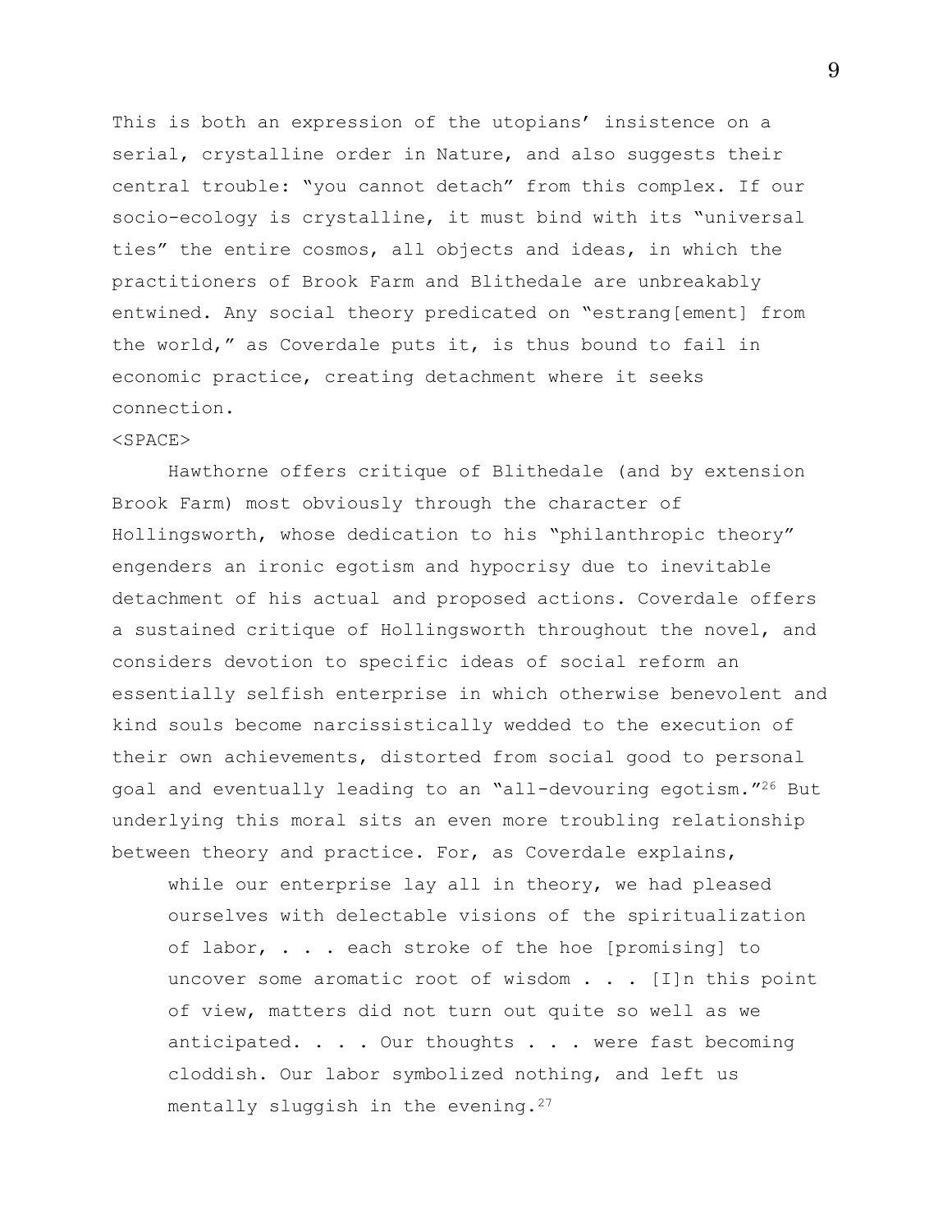This is both an expression of the utopians' insistence on a serial, crystalline order in Nature, and also suggests their central trouble: "you cannot detach" from this complex. If our socio-ecology is crystalline, it must bind with its "universal ties" the entire cosmos, all objects and ideas, in which the practitioners of Brook Farm and Blithedale are unbreakably entwined. Any social theory predicated on "estrang[ement] from the world," as Coverdale puts it, is thus bound to fail in economic practice, creating detachment where it seeks connection.

<SPACE>

Hawthorne offers critique of Blithedale (and by extension Brook Farm) most obviously through the character of Hollingsworth, whose dedication to his "philanthropic theory" engenders an ironic egotism and hypocrisy due to inevitable detachment of his actual and proposed actions. Coverdale offers a sustained critique of Hollingsworth throughout the novel, and considers devotion to specific ideas of social reform an essentially selfish enterprise in which otherwise benevolent and kind souls become narcissistically wedded to the execution of their own achievements, distorted from social good to personal goal and eventually leading to an "all-devouring egotism."[26] But underlying this moral sits an even more troubling relationship between theory and practice. For, as Coverdale explains,

> while our enterprise lay all in theory, we had pleased ourselves with delectable visions of the spiritualization of labor, . . . each stroke of the hoe [promising] to uncover some aromatic root of wisdom . . . [I]n this point of view, matters did not turn out quite so well as we anticipated. . . . Our thoughts . . . were fast becoming cloddish. Our labor symbolized nothing, and left us mentally sluggish in the evening.[27]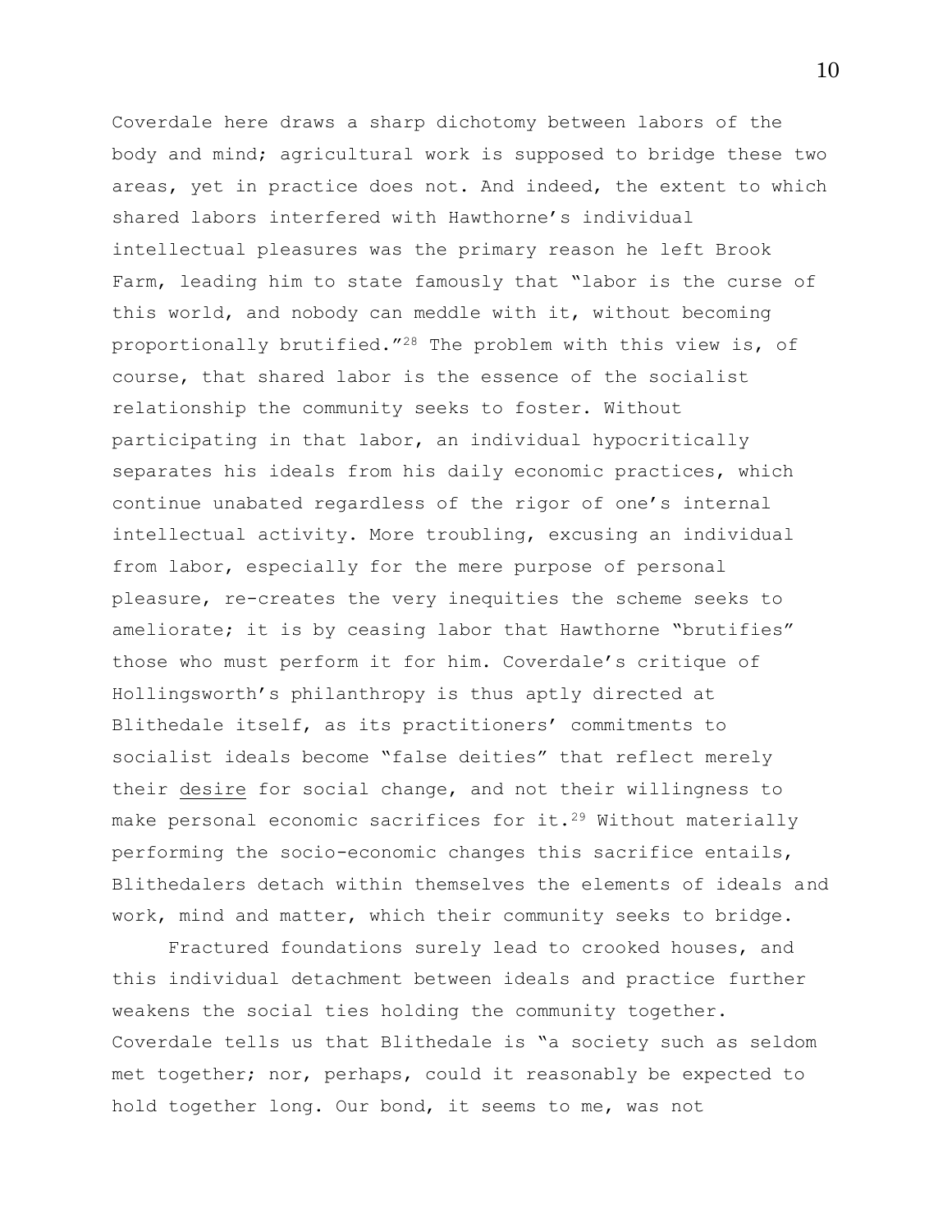Coverdale here draws a sharp dichotomy between labors of the body and mind; agricultural work is supposed to bridge these two areas, yet in practice does not. And indeed, the extent to which shared labors interfered with Hawthorne's individual intellectual pleasures was the primary reason he left Brook Farm, leading him to state famously that "labor is the curse of this world, and nobody can meddle with it, without becoming proportionally brutified."[28] The problem with this view is, of course, that shared labor is the essence of the socialist relationship the community seeks to foster. Without participating in that labor, an individual hypocritically separates his ideals from his daily economic practices, which continue unabated regardless of the rigor of one's internal intellectual activity. More troubling, excusing an individual from labor, especially for the mere purpose of personal pleasure, re-creates the very inequities the scheme seeks to ameliorate; it is by ceasing labor that Hawthorne "brutifies" those who must perform it for him. Coverdale's critique of Hollingsworth's philanthropy is thus aptly directed at Blithedale itself, as its practitioners' commitments to socialist ideals become "false deities" that reflect merely their <u>desire</u> for social change, and not their willingness to make personal economic sacrifices for it.[29] Without materially performing the socio-economic changes this sacrifice entails, Blithedalers detach within themselves the elements of ideals and work, mind and matter, which their community seeks to bridge.

Fractured foundations surely lead to crooked houses, and this individual detachment between ideals and practice further weakens the social ties holding the community together. Coverdale tells us that Blithedale is "a society such as seldom met together; nor, perhaps, could it reasonably be expected to hold together long. Our bond, it seems to me, was not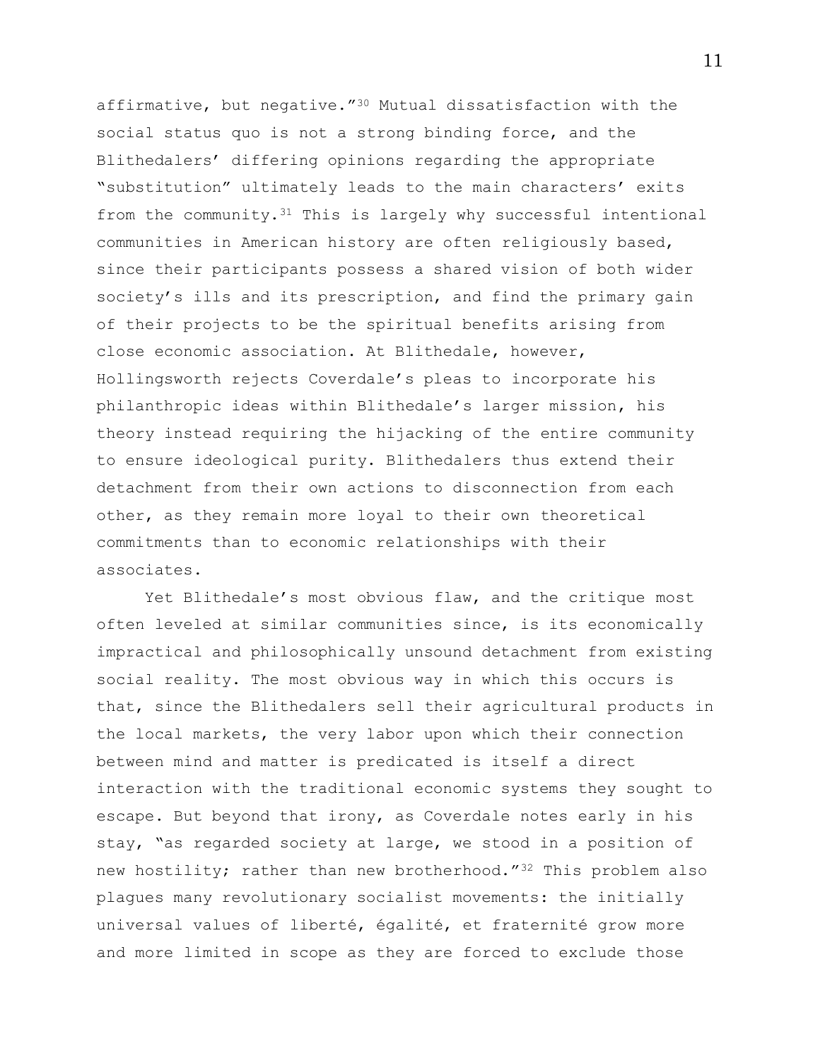affirmative, but negative."[30] Mutual dissatisfaction with the social status quo is not a strong binding force, and the Blithedalers' differing opinions regarding the appropriate "substitution" ultimately leads to the main characters' exits from the community.[31] This is largely why successful intentional communities in American history are often religiously based, since their participants possess a shared vision of both wider society's ills and its prescription, and find the primary gain of their projects to be the spiritual benefits arising from close economic association. At Blithedale, however, Hollingsworth rejects Coverdale's pleas to incorporate his philanthropic ideas within Blithedale's larger mission, his theory instead requiring the hijacking of the entire community to ensure ideological purity. Blithedalers thus extend their detachment from their own actions to disconnection from each other, as they remain more loyal to their own theoretical commitments than to economic relationships with their associates.

Yet Blithedale's most obvious flaw, and the critique most often leveled at similar communities since, is its economically impractical and philosophically unsound detachment from existing social reality. The most obvious way in which this occurs is that, since the Blithedalers sell their agricultural products in the local markets, the very labor upon which their connection between mind and matter is predicated is itself a direct interaction with the traditional economic systems they sought to escape. But beyond that irony, as Coverdale notes early in his stay, "as regarded society at large, we stood in a position of new hostility; rather than new brotherhood."[32] This problem also plagues many revolutionary socialist movements: the initially universal values of liberté, égalité, et fraternité grow more and more limited in scope as they are forced to exclude those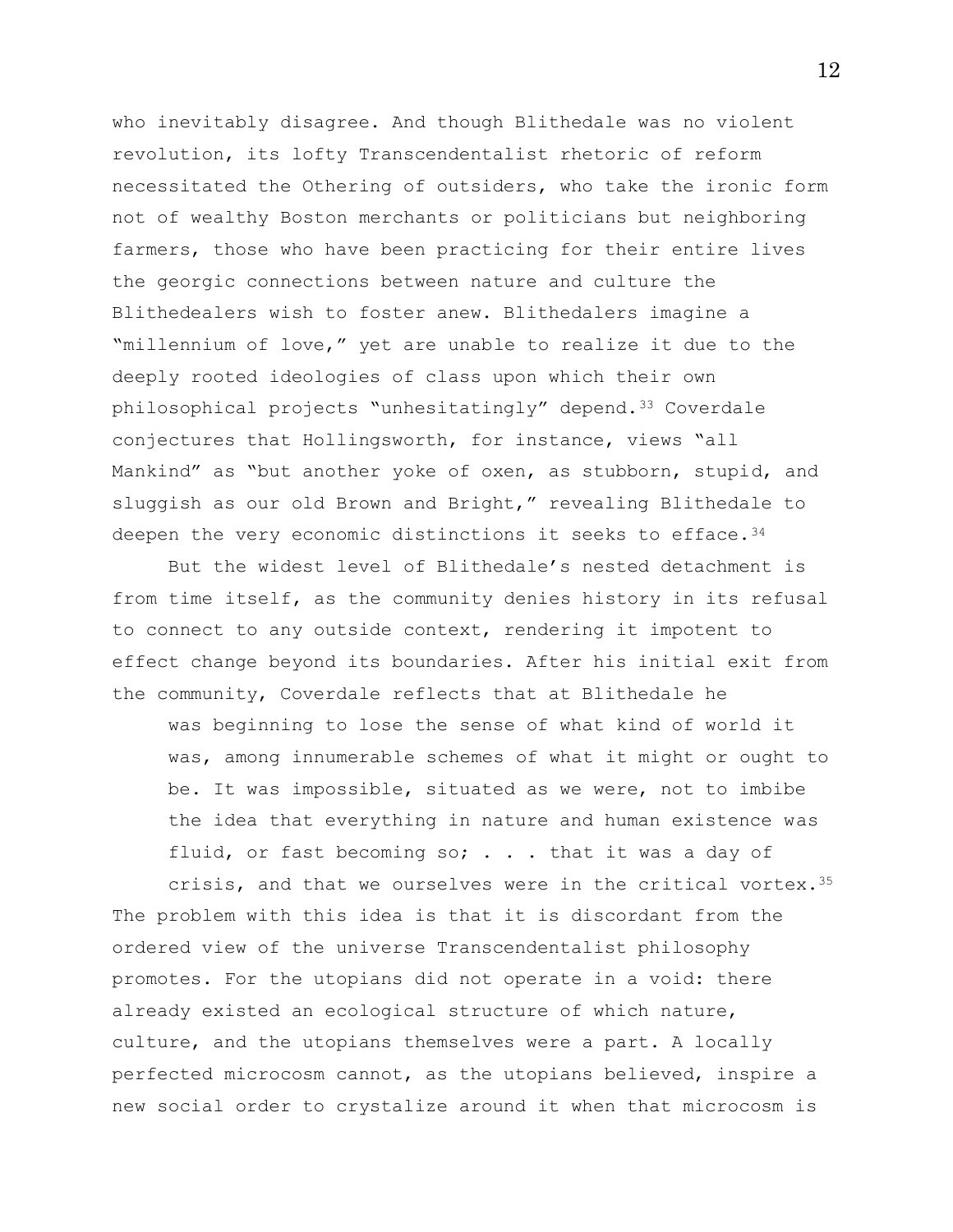who inevitably disagree. And though Blithedale was no violent revolution, its lofty Transcendentalist rhetoric of reform necessitated the Othering of outsiders, who take the ironic form not of wealthy Boston merchants or politicians but neighboring farmers, those who have been practicing for their entire lives the georgic connections between nature and culture the Blithedealers wish to foster anew. Blithedalers imagine a "millennium of love," yet are unable to realize it due to the deeply rooted ideologies of class upon which their own philosophical projects "unhesitatingly" depend.[33] Coverdale conjectures that Hollingsworth, for instance, views "all Mankind" as "but another yoke of oxen, as stubborn, stupid, and sluggish as our old Brown and Bright," revealing Blithedale to deepen the very economic distinctions it seeks to efface.[34]

But the widest level of Blithedale's nested detachment is from time itself, as the community denies history in its refusal to connect to any outside context, rendering it impotent to effect change beyond its boundaries. After his initial exit from the community, Coverdale reflects that at Blithedale he

> was beginning to lose the sense of what kind of world it was, among innumerable schemes of what it might or ought to be. It was impossible, situated as we were, not to imbibe the idea that everything in nature and human existence was fluid, or fast becoming so; . . . that it was a day of crisis, and that we ourselves were in the critical vortex.[35]

The problem with this idea is that it is discordant from the ordered view of the universe Transcendentalist philosophy promotes. For the utopians did not operate in a void: there already existed an ecological structure of which nature, culture, and the utopians themselves were a part. A locally perfected microcosm cannot, as the utopians believed, inspire a new social order to crystalize around it when that microcosm is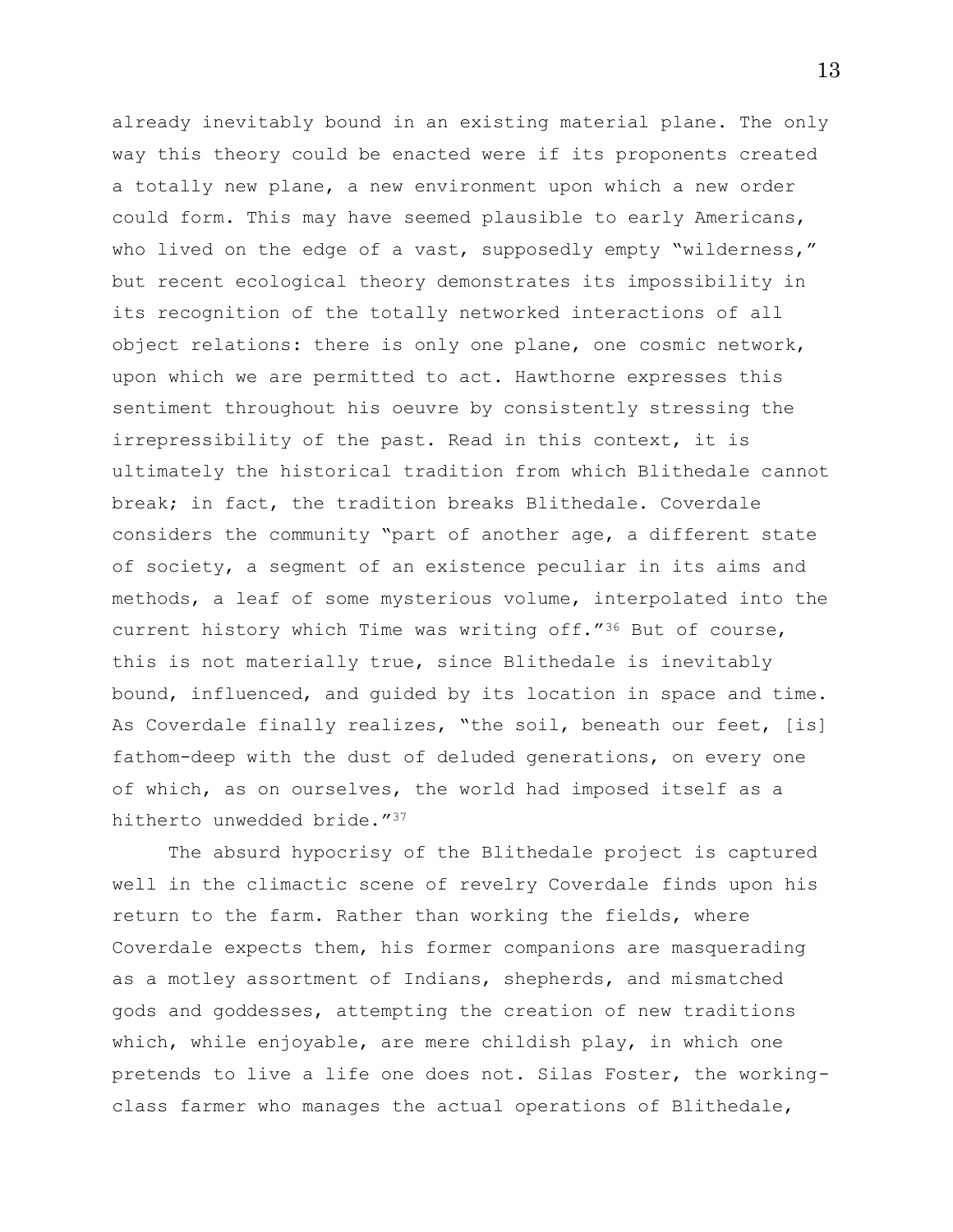already inevitably bound in an existing material plane. The only way this theory could be enacted were if its proponents created a totally new plane, a new environment upon which a new order could form. This may have seemed plausible to early Americans, who lived on the edge of a vast, supposedly empty "wilderness," but recent ecological theory demonstrates its impossibility in its recognition of the totally networked interactions of all object relations: there is only one plane, one cosmic network, upon which we are permitted to act. Hawthorne expresses this sentiment throughout his oeuvre by consistently stressing the irrepressibility of the past. Read in this context, it is ultimately the historical tradition from which Blithedale cannot break; in fact, the tradition breaks Blithedale. Coverdale considers the community "part of another age, a different state of society, a segment of an existence peculiar in its aims and methods, a leaf of some mysterious volume, interpolated into the current history which Time was writing off."[36] But of course, this is not materially true, since Blithedale is inevitably bound, influenced, and guided by its location in space and time. As Coverdale finally realizes, "the soil, beneath our feet, [is] fathom-deep with the dust of deluded generations, on every one of which, as on ourselves, the world had imposed itself as a hitherto unwedded bride."[37]

The absurd hypocrisy of the Blithedale project is captured well in the climactic scene of revelry Coverdale finds upon his return to the farm. Rather than working the fields, where Coverdale expects them, his former companions are masquerading as a motley assortment of Indians, shepherds, and mismatched gods and goddesses, attempting the creation of new traditions which, while enjoyable, are mere childish play, in which one pretends to live a life one does not. Silas Foster, the working-class farmer who manages the actual operations of Blithedale,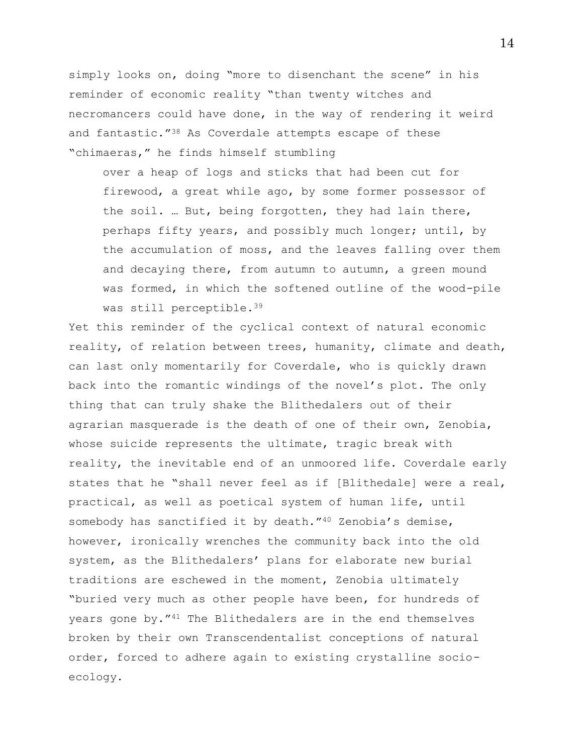simply looks on, doing "more to disenchant the scene" in his reminder of economic reality "than twenty witches and necromancers could have done, in the way of rendering it weird and fantastic."[38] As Coverdale attempts escape of these "chimaeras," he finds himself stumbling

> over a heap of logs and sticks that had been cut for firewood, a great while ago, by some former possessor of the soil. … But, being forgotten, they had lain there, perhaps fifty years, and possibly much longer; until, by the accumulation of moss, and the leaves falling over them and decaying there, from autumn to autumn, a green mound was formed, in which the softened outline of the wood-pile was still perceptible.[39]

Yet this reminder of the cyclical context of natural economic reality, of relation between trees, humanity, climate and death, can last only momentarily for Coverdale, who is quickly drawn back into the romantic windings of the novel's plot. The only thing that can truly shake the Blithedalers out of their agrarian masquerade is the death of one of their own, Zenobia, whose suicide represents the ultimate, tragic break with reality, the inevitable end of an unmoored life. Coverdale early states that he "shall never feel as if [Blithedale] were a real, practical, as well as poetical system of human life, until somebody has sanctified it by death."[40] Zenobia's demise, however, ironically wrenches the community back into the old system, as the Blithedalers' plans for elaborate new burial traditions are eschewed in the moment, Zenobia ultimately "buried very much as other people have been, for hundreds of years gone by."[41] The Blithedalers are in the end themselves broken by their own Transcendentalist conceptions of natural order, forced to adhere again to existing crystalline socio-ecology.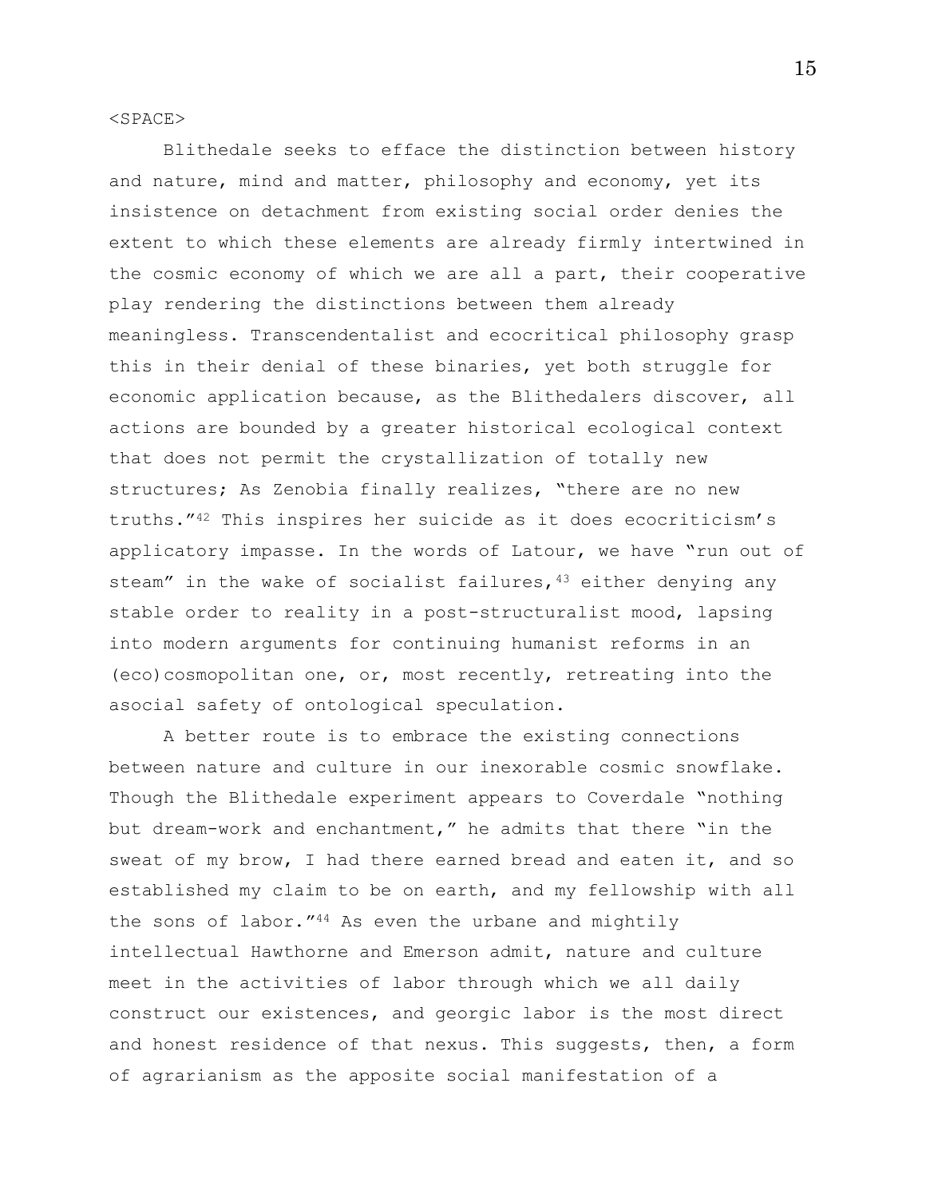<SPACE>

Blithedale seeks to efface the distinction between history and nature, mind and matter, philosophy and economy, yet its insistence on detachment from existing social order denies the extent to which these elements are already firmly intertwined in the cosmic economy of which we are all a part, their cooperative play rendering the distinctions between them already meaningless. Transcendentalist and ecocritical philosophy grasp this in their denial of these binaries, yet both struggle for economic application because, as the Blithedalers discover, all actions are bounded by a greater historical ecological context that does not permit the crystallization of totally new structures; As Zenobia finally realizes, "there are no new truths."[42] This inspires her suicide as it does ecocriticism's applicatory impasse. In the words of Latour, we have "run out of steam" in the wake of socialist failures,[43] either denying any stable order to reality in a post-structuralist mood, lapsing into modern arguments for continuing humanist reforms in an (eco)cosmopolitan one, or, most recently, retreating into the asocial safety of ontological speculation.

A better route is to embrace the existing connections between nature and culture in our inexorable cosmic snowflake. Though the Blithedale experiment appears to Coverdale "nothing but dream-work and enchantment," he admits that there "in the sweat of my brow, I had there earned bread and eaten it, and so established my claim to be on earth, and my fellowship with all the sons of labor."[44] As even the urbane and mightily intellectual Hawthorne and Emerson admit, nature and culture meet in the activities of labor through which we all daily construct our existences, and georgic labor is the most direct and honest residence of that nexus. This suggests, then, a form of agrarianism as the apposite social manifestation of a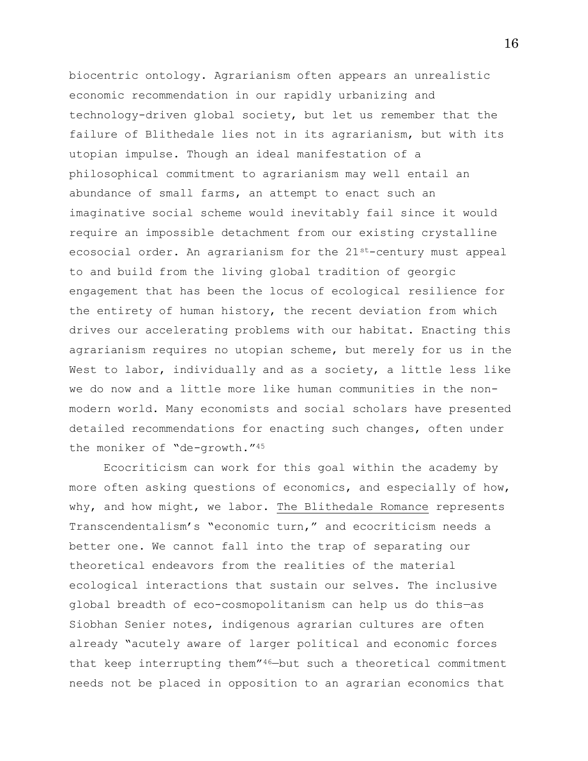biocentric ontology. Agrarianism often appears an unrealistic economic recommendation in our rapidly urbanizing and technology-driven global society, but let us remember that the failure of Blithedale lies not in its agrarianism, but with its utopian impulse. Though an ideal manifestation of a philosophical commitment to agrarianism may well entail an abundance of small farms, an attempt to enact such an imaginative social scheme would inevitably fail since it would require an impossible detachment from our existing crystalline ecosocial order. An agrarianism for the 21st-century must appeal to and build from the living global tradition of georgic engagement that has been the locus of ecological resilience for the entirety of human history, the recent deviation from which drives our accelerating problems with our habitat. Enacting this agrarianism requires no utopian scheme, but merely for us in the West to labor, individually and as a society, a little less like we do now and a little more like human communities in the non-modern world. Many economists and social scholars have presented detailed recommendations for enacting such changes, often under the moniker of "de-growth."[45]

Ecocriticism can work for this goal within the academy by more often asking questions of economics, and especially of how, why, and how might, we labor. The Blithedale Romance represents Transcendentalism's "economic turn," and ecocriticism needs a better one. We cannot fall into the trap of separating our theoretical endeavors from the realities of the material ecological interactions that sustain our selves. The inclusive global breadth of eco-cosmopolitanism can help us do this—as Siobhan Senier notes, indigenous agrarian cultures are often already "acutely aware of larger political and economic forces that keep interrupting them"[46]—but such a theoretical commitment needs not be placed in opposition to an agrarian economics that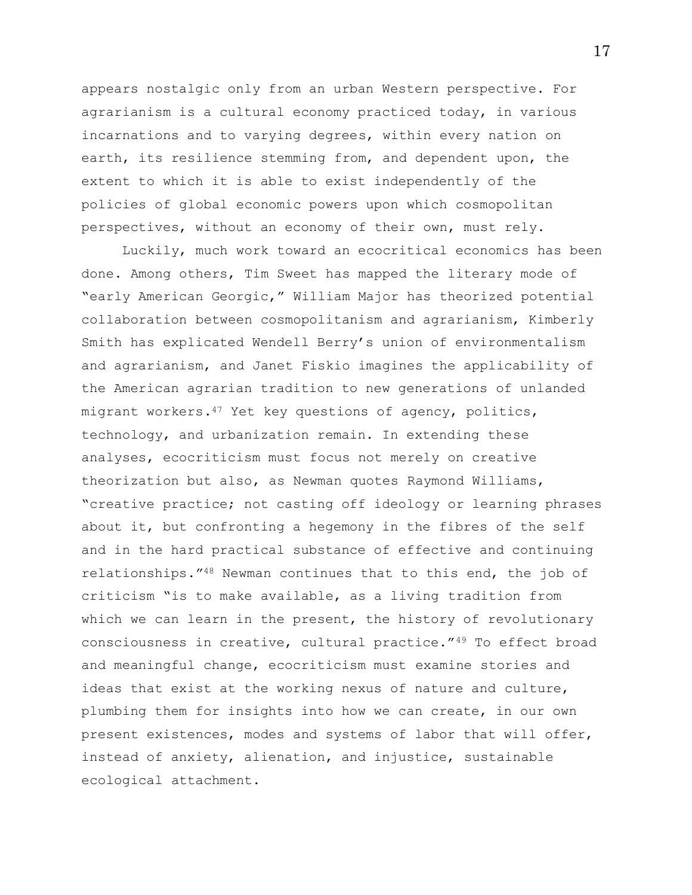appears nostalgic only from an urban Western perspective. For agrarianism is a cultural economy practiced today, in various incarnations and to varying degrees, within every nation on earth, its resilience stemming from, and dependent upon, the extent to which it is able to exist independently of the policies of global economic powers upon which cosmopolitan perspectives, without an economy of their own, must rely.

Luckily, much work toward an ecocritical economics has been done. Among others, Tim Sweet has mapped the literary mode of "early American Georgic," William Major has theorized potential collaboration between cosmopolitanism and agrarianism, Kimberly Smith has explicated Wendell Berry's union of environmentalism and agrarianism, and Janet Fiskio imagines the applicability of the American agrarian tradition to new generations of unlanded migrant workers.[47] Yet key questions of agency, politics, technology, and urbanization remain. In extending these analyses, ecocriticism must focus not merely on creative theorization but also, as Newman quotes Raymond Williams, "creative practice; not casting off ideology or learning phrases about it, but confronting a hegemony in the fibres of the self and in the hard practical substance of effective and continuing relationships."[48] Newman continues that to this end, the job of criticism "is to make available, as a living tradition from which we can learn in the present, the history of revolutionary consciousness in creative, cultural practice."[49] To effect broad and meaningful change, ecocriticism must examine stories and ideas that exist at the working nexus of nature and culture, plumbing them for insights into how we can create, in our own present existences, modes and systems of labor that will offer, instead of anxiety, alienation, and injustice, sustainable ecological attachment.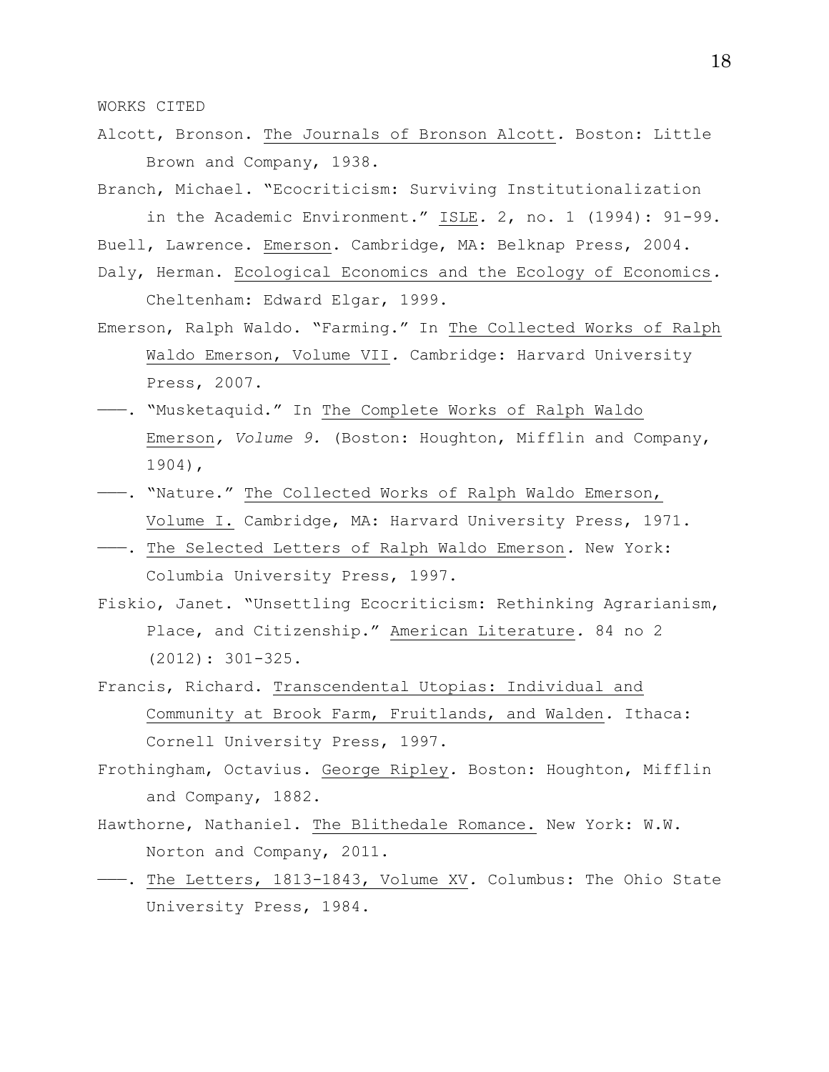WORKS CITED

Alcott, Bronson. The Journals of Bronson Alcott. Boston: Little Brown and Company, 1938.

Branch, Michael. "Ecocriticism: Surviving Institutionalization in the Academic Environment." ISLE. 2, no. 1 (1994): 91-99.

Buell, Lawrence. Emerson. Cambridge, MA: Belknap Press, 2004.

Daly, Herman. Ecological Economics and the Ecology of Economics. Cheltenham: Edward Elgar, 1999.

Emerson, Ralph Waldo. "Farming." In The Collected Works of Ralph Waldo Emerson, Volume VII. Cambridge: Harvard University Press, 2007.

———. "Musketaquid." In The Complete Works of Ralph Waldo Emerson, *Volume 9.* (Boston: Houghton, Mifflin and Company, 1904),

———. "Nature." The Collected Works of Ralph Waldo Emerson, Volume I. Cambridge, MA: Harvard University Press, 1971.

———. The Selected Letters of Ralph Waldo Emerson. New York: Columbia University Press, 1997.

Fiskio, Janet. "Unsettling Ecocriticism: Rethinking Agrarianism, Place, and Citizenship." American Literature. 84 no 2 (2012): 301-325.

Francis, Richard. Transcendental Utopias: Individual and Community at Brook Farm, Fruitlands, and Walden. Ithaca: Cornell University Press, 1997.

Frothingham, Octavius. George Ripley. Boston: Houghton, Mifflin and Company, 1882.

Hawthorne, Nathaniel. The Blithedale Romance. New York: W.W. Norton and Company, 2011.

———. The Letters, 1813-1843, Volume XV. Columbus: The Ohio State University Press, 1984.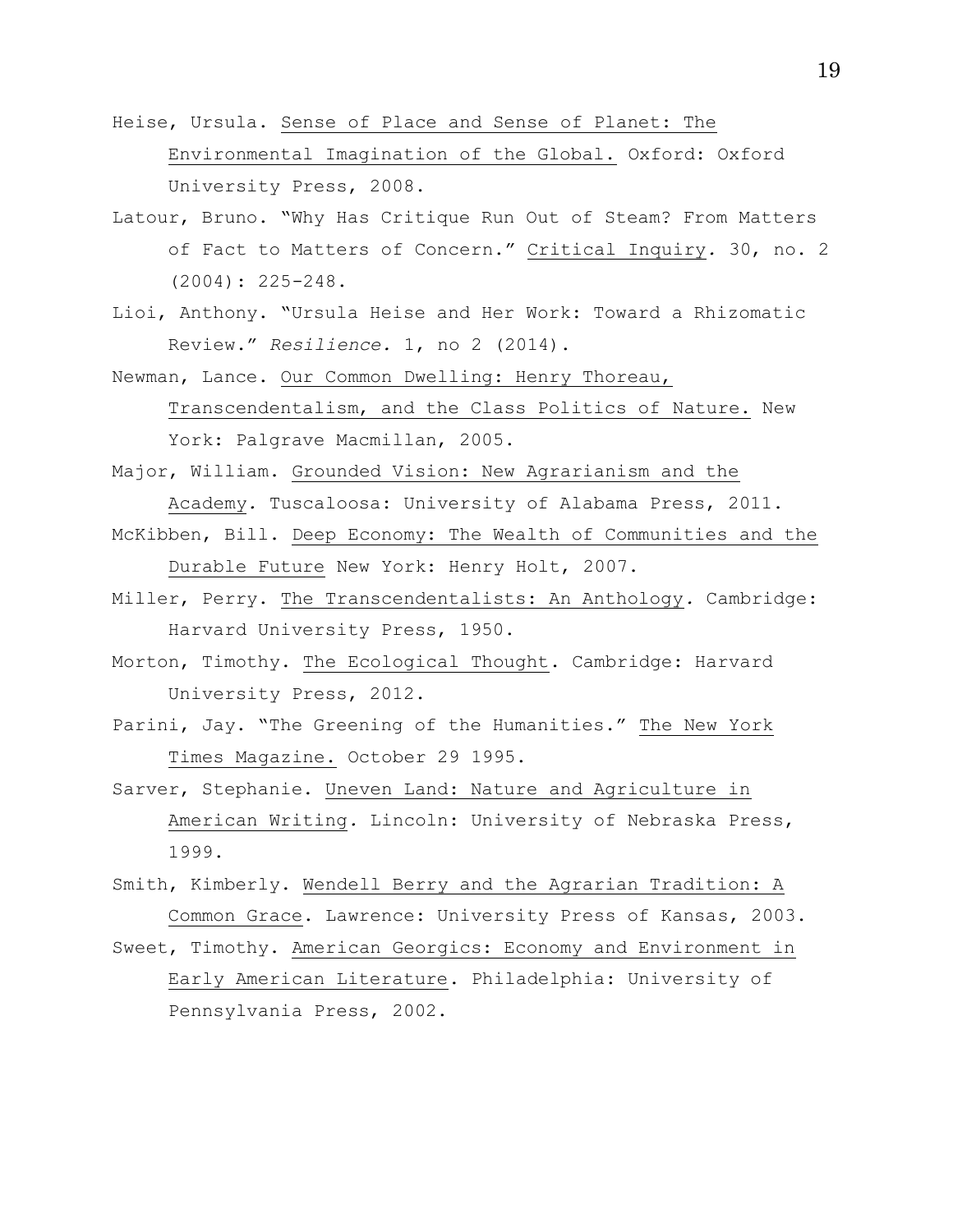Heise, Ursula. Sense of Place and Sense of Planet: The Environmental Imagination of the Global. Oxford: Oxford University Press, 2008.

Latour, Bruno. "Why Has Critique Run Out of Steam? From Matters of Fact to Matters of Concern." Critical Inquiry. 30, no. 2 (2004): 225-248.

Lioi, Anthony. "Ursula Heise and Her Work: Toward a Rhizomatic Review." *Resilience.* 1, no 2 (2014).

Newman, Lance. Our Common Dwelling: Henry Thoreau, Transcendentalism, and the Class Politics of Nature. New York: Palgrave Macmillan, 2005.

Major, William. Grounded Vision: New Agrarianism and the Academy. Tuscaloosa: University of Alabama Press, 2011.

McKibben, Bill. Deep Economy: The Wealth of Communities and the Durable Future New York: Henry Holt, 2007.

Miller, Perry. The Transcendentalists: An Anthology. Cambridge: Harvard University Press, 1950.

Morton, Timothy. The Ecological Thought. Cambridge: Harvard University Press, 2012.

Parini, Jay. "The Greening of the Humanities." The New York Times Magazine. October 29 1995.

Sarver, Stephanie. Uneven Land: Nature and Agriculture in American Writing. Lincoln: University of Nebraska Press, 1999.

Smith, Kimberly. Wendell Berry and the Agrarian Tradition: A Common Grace. Lawrence: University Press of Kansas, 2003.

Sweet, Timothy. American Georgics: Economy and Environment in Early American Literature. Philadelphia: University of Pennsylvania Press, 2002.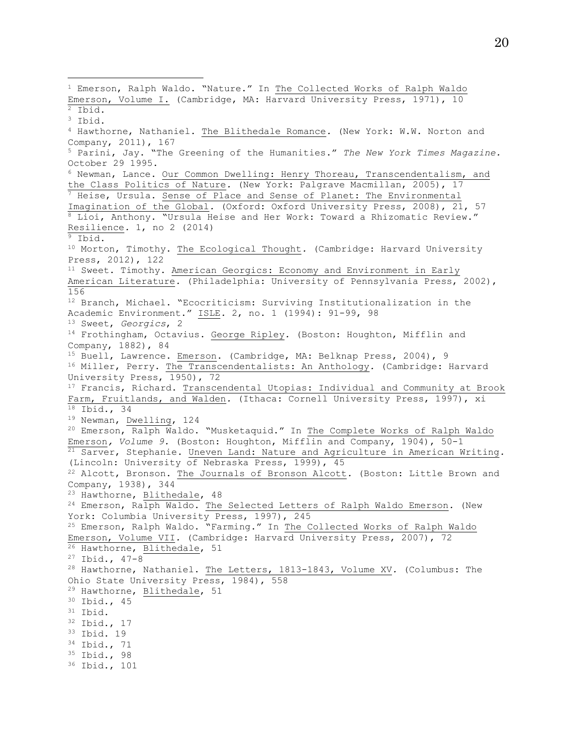[1] Emerson, Ralph Waldo. "Nature." In The Collected Works of Ralph Waldo Emerson, Volume I. (Cambridge, MA: Harvard University Press, 1971), 10

[2] Ibid.

[3] Ibid.

[4] Hawthorne, Nathaniel. The Blithedale Romance. (New York: W.W. Norton and Company, 2011), 167

[5] Parini, Jay. "The Greening of the Humanities." *The New York Times Magazine.* October 29 1995.

[6] Newman, Lance. Our Common Dwelling: Henry Thoreau, Transcendentalism, and the Class Politics of Nature. (New York: Palgrave Macmillan, 2005), 17

[7] Heise, Ursula. Sense of Place and Sense of Planet: The Environmental Imagination of the Global. (Oxford: Oxford University Press, 2008), 21, 57

[8] Lioi, Anthony. "Ursula Heise and Her Work: Toward a Rhizomatic Review." Resilience. 1, no 2 (2014)

[9] Ibid.

[10] Morton, Timothy. The Ecological Thought. (Cambridge: Harvard University Press, 2012), 122

[11] Sweet. Timothy. American Georgics: Economy and Environment in Early American Literature. (Philadelphia: University of Pennsylvania Press, 2002), 156

[12] Branch, Michael. "Ecocriticism: Surviving Institutionalization in the Academic Environment." ISLE. 2, no. 1 (1994): 91-99, 98

[13] Sweet, *Georgics*, 2

[14] Frothingham, Octavius. George Ripley. (Boston: Houghton, Mifflin and Company, 1882), 84

[15] Buell, Lawrence. Emerson. (Cambridge, MA: Belknap Press, 2004), 9

[16] Miller, Perry. The Transcendentalists: An Anthology. (Cambridge: Harvard University Press, 1950), 72

[17] Francis, Richard. Transcendental Utopias: Individual and Community at Brook Farm, Fruitlands, and Walden. (Ithaca: Cornell University Press, 1997), xi

[18] Ibid., 34

[19] Newman, Dwelling, 124

[20] Emerson, Ralph Waldo. "Musketaquid." In The Complete Works of Ralph Waldo Emerson, *Volume 9.* (Boston: Houghton, Mifflin and Company, 1904), 50-1

[21] Sarver, Stephanie. Uneven Land: Nature and Agriculture in American Writing. (Lincoln: University of Nebraska Press, 1999), 45

[22] Alcott, Bronson. The Journals of Bronson Alcott. (Boston: Little Brown and Company, 1938), 344

[23] Hawthorne, Blithedale, 48

[24] Emerson, Ralph Waldo. The Selected Letters of Ralph Waldo Emerson. (New York: Columbia University Press, 1997), 245

[25] Emerson, Ralph Waldo. "Farming." In The Collected Works of Ralph Waldo Emerson, Volume VII. (Cambridge: Harvard University Press, 2007), 72

[26] Hawthorne, Blithedale, 51

[27] Ibid., 47-8

[28] Hawthorne, Nathaniel. The Letters, 1813-1843, Volume XV. (Columbus: The Ohio State University Press, 1984), 558

[29] Hawthorne, Blithedale, 51

[30] Ibid., 45

[31] Ibid.

[32] Ibid., 17

[33] Ibid. 19

[34] Ibid., 71

[35] Ibid., 98

[36] Ibid., 101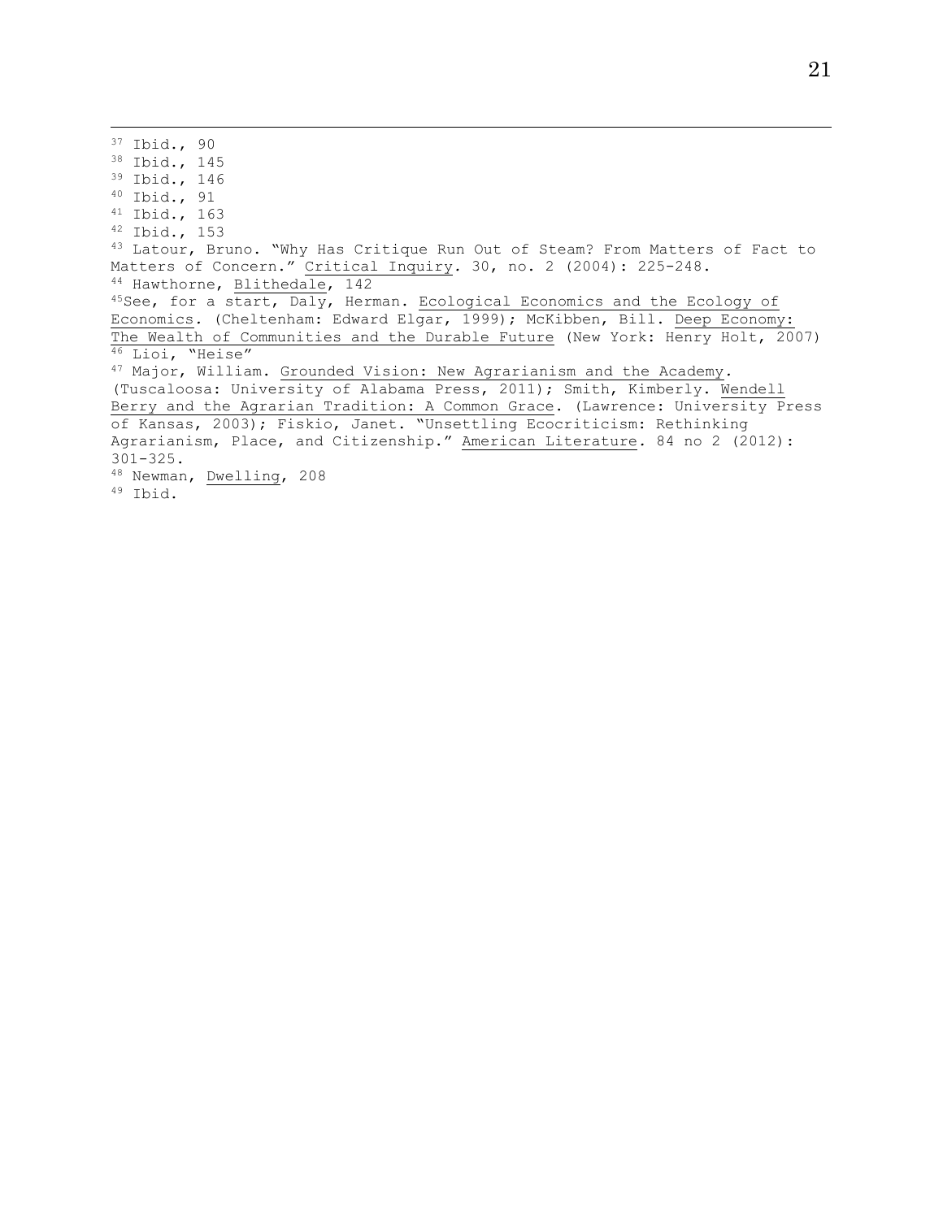[37] Ibid., 90

[38] Ibid., 145

[39] Ibid., 146

[40] Ibid., 91

[41] Ibid., 163

[42] Ibid., 153

[43] Latour, Bruno. "Why Has Critique Run Out of Steam? From Matters of Fact to Matters of Concern." Critical Inquiry. 30, no. 2 (2004): 225-248.

[44] Hawthorne, Blithedale, 142

[45] See, for a start, Daly, Herman. Ecological Economics and the Ecology of Economics. (Cheltenham: Edward Elgar, 1999); McKibben, Bill. Deep Economy: The Wealth of Communities and the Durable Future (New York: Henry Holt, 2007)

[46] Lioi, "Heise"

[47] Major, William. Grounded Vision: New Agrarianism and the Academy. (Tuscaloosa: University of Alabama Press, 2011); Smith, Kimberly. Wendell Berry and the Agrarian Tradition: A Common Grace. (Lawrence: University Press of Kansas, 2003); Fiskio, Janet. "Unsettling Ecocriticism: Rethinking Agrarianism, Place, and Citizenship." American Literature. 84 no 2 (2012): 301-325.

[48] Newman, Dwelling, 208

[49] Ibid.